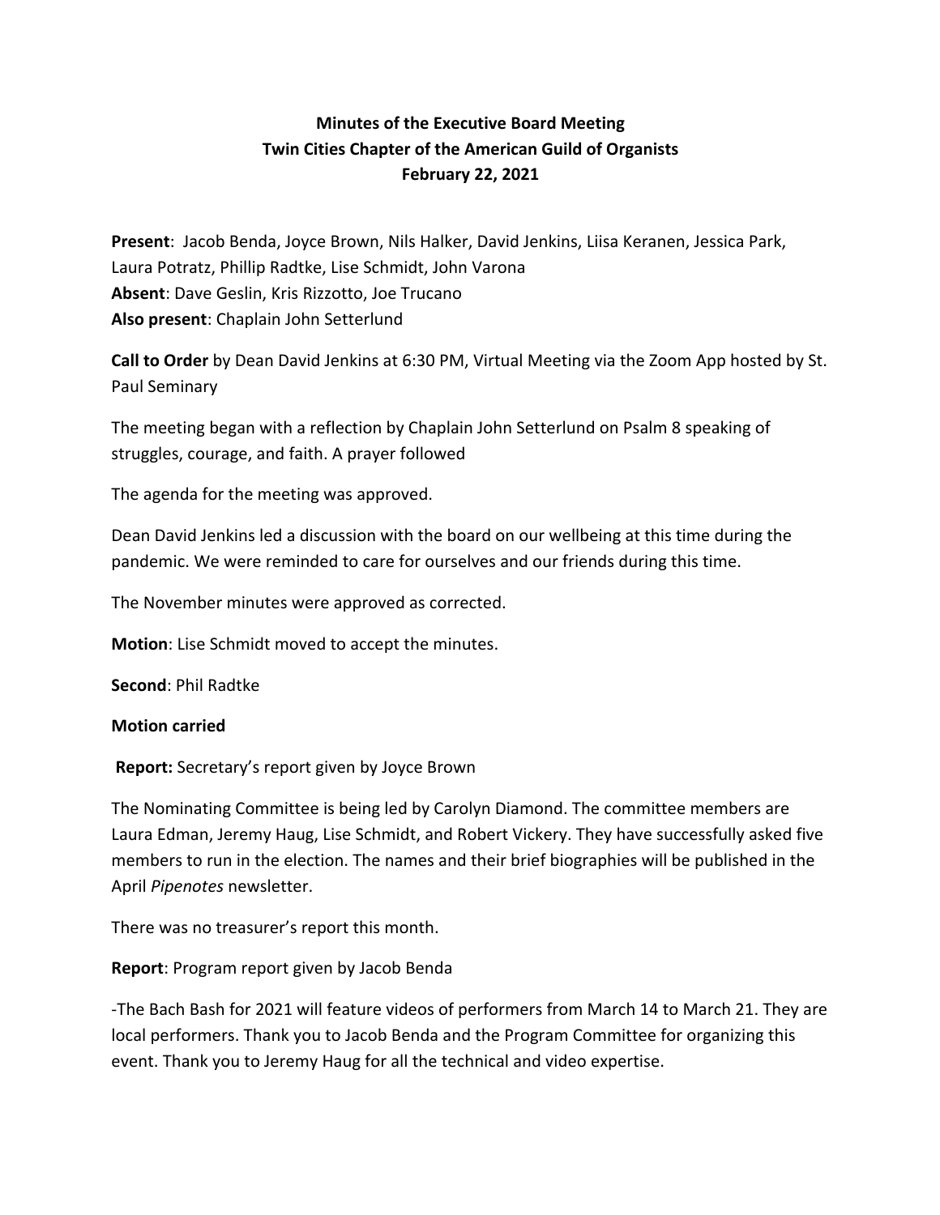**Minutes of the Executive Board Meeting**
**Twin Cities Chapter of the American Guild of Organists**
**February 22, 2021**

**Present**: Jacob Benda, Joyce Brown, Nils Halker, David Jenkins, Liisa Keranen, Jessica Park, Laura Potratz, Phillip Radtke, Lise Schmidt, John Varona
**Absent**: Dave Geslin, Kris Rizzotto, Joe Trucano
**Also present**: Chaplain John Setterlund

**Call to Order** by Dean David Jenkins at 6:30 PM, Virtual Meeting via the Zoom App hosted by St. Paul Seminary

The meeting began with a reflection by Chaplain John Setterlund on Psalm 8 speaking of struggles, courage, and faith. A prayer followed

The agenda for the meeting was approved.

Dean David Jenkins led a discussion with the board on our wellbeing at this time during the pandemic. We were reminded to care for ourselves and our friends during this time.

The November minutes were approved as corrected.

**Motion**: Lise Schmidt moved to accept the minutes.

**Second**: Phil Radtke

**Motion carried**

**Report:** Secretary's report given by Joyce Brown

The Nominating Committee is being led by Carolyn Diamond. The committee members are Laura Edman, Jeremy Haug, Lise Schmidt, and Robert Vickery. They have successfully asked five members to run in the election. The names and their brief biographies will be published in the April *Pipenotes* newsletter.

There was no treasurer's report this month.

**Report**: Program report given by Jacob Benda

-The Bach Bash for 2021 will feature videos of performers from March 14 to March 21. They are local performers. Thank you to Jacob Benda and the Program Committee for organizing this event. Thank you to Jeremy Haug for all the technical and video expertise.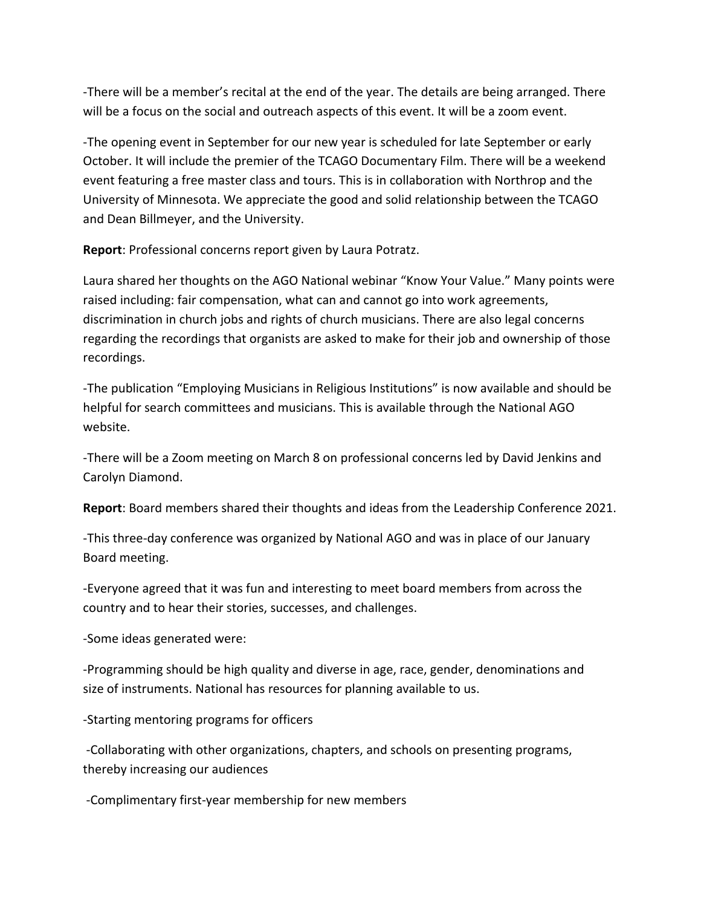-There will be a member's recital at the end of the year. The details are being arranged. There will be a focus on the social and outreach aspects of this event. It will be a zoom event.

-The opening event in September for our new year is scheduled for late September or early October. It will include the premier of the TCAGO Documentary Film. There will be a weekend event featuring a free master class and tours. This is in collaboration with Northrop and the University of Minnesota. We appreciate the good and solid relationship between the TCAGO and Dean Billmeyer, and the University.

**Report**: Professional concerns report given by Laura Potratz.

Laura shared her thoughts on the AGO National webinar "Know Your Value." Many points were raised including: fair compensation, what can and cannot go into work agreements, discrimination in church jobs and rights of church musicians. There are also legal concerns regarding the recordings that organists are asked to make for their job and ownership of those recordings.

-The publication "Employing Musicians in Religious Institutions" is now available and should be helpful for search committees and musicians. This is available through the National AGO website.

-There will be a Zoom meeting on March 8 on professional concerns led by David Jenkins and Carolyn Diamond.

**Report**: Board members shared their thoughts and ideas from the Leadership Conference 2021.

-This three-day conference was organized by National AGO and was in place of our January Board meeting.

-Everyone agreed that it was fun and interesting to meet board members from across the country and to hear their stories, successes, and challenges.

-Some ideas generated were:

-Programming should be high quality and diverse in age, race, gender, denominations and size of instruments. National has resources for planning available to us.

-Starting mentoring programs for officers

-Collaborating with other organizations, chapters, and schools on presenting programs, thereby increasing our audiences

-Complimentary first-year membership for new members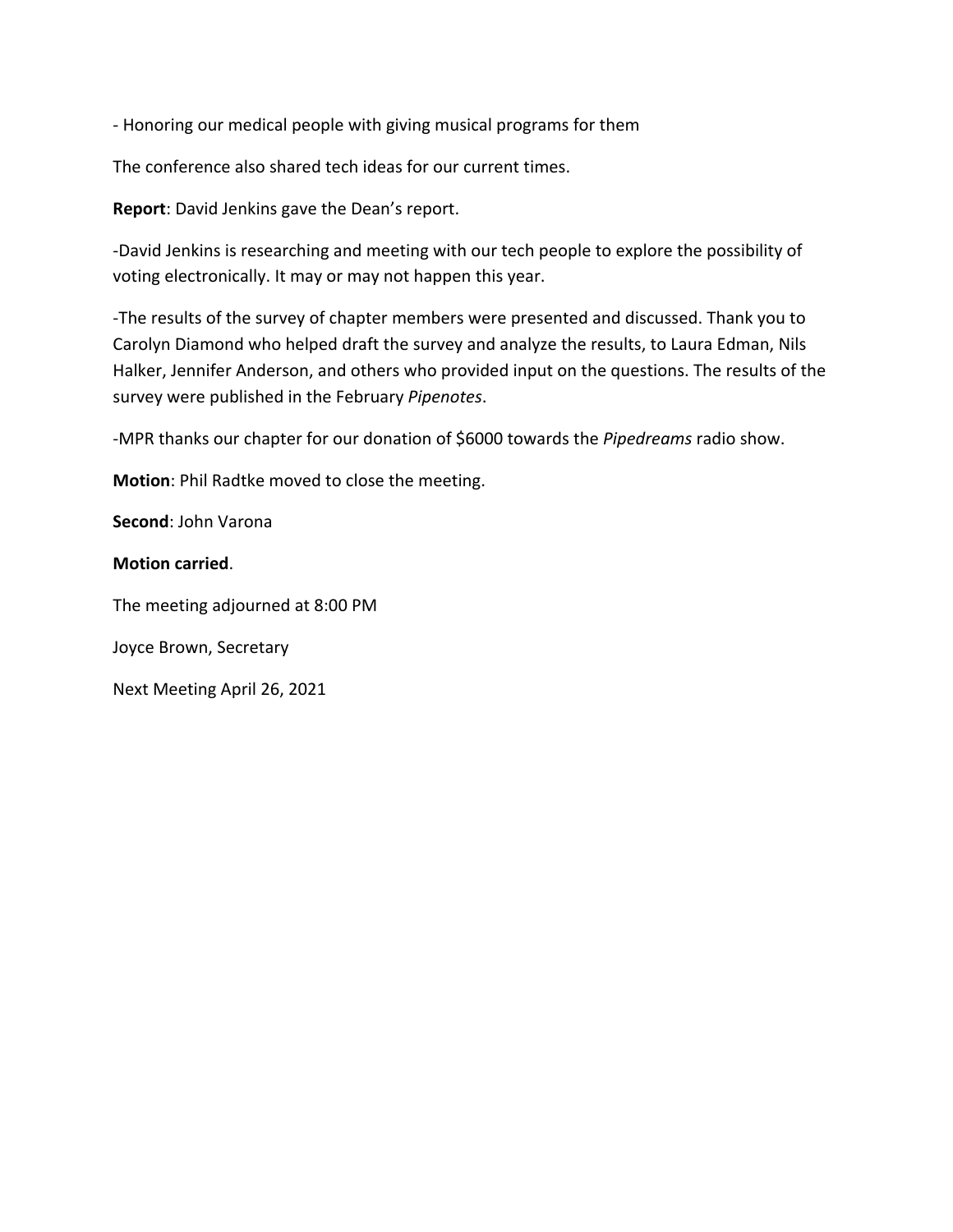- Honoring our medical people with giving musical programs for them

The conference also shared tech ideas for our current times.

**Report**: David Jenkins gave the Dean's report.

-David Jenkins is researching and meeting with our tech people to explore the possibility of voting electronically. It may or may not happen this year.

-The results of the survey of chapter members were presented and discussed. Thank you to Carolyn Diamond who helped draft the survey and analyze the results, to Laura Edman, Nils Halker, Jennifer Anderson, and others who provided input on the questions. The results of the survey were published in the February *Pipenotes*.

-MPR thanks our chapter for our donation of $6000 towards the *Pipedreams* radio show.

**Motion**: Phil Radtke moved to close the meeting.

**Second**: John Varona

**Motion carried**.

The meeting adjourned at 8:00 PM

Joyce Brown, Secretary

Next Meeting April 26, 2021